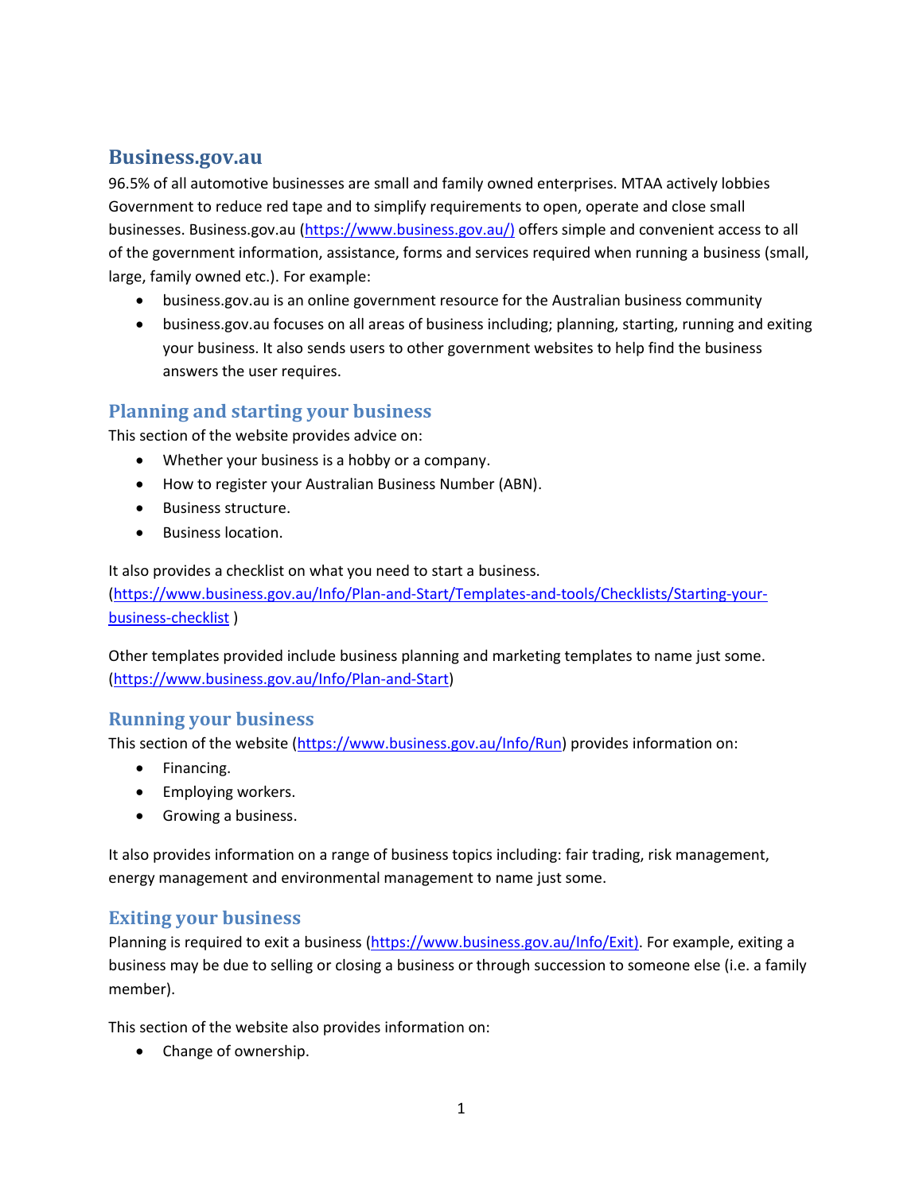# Business.gov.au

96.5% of all automotive businesses are small and family owned enterprises. MTAA actively lobbies Government to reduce red tape and to simplify requirements to open, operate and close small businesses. Business.gov.au (https://www.business.gov.au/) offers simple and convenient access to all of the government information, assistance, forms and services required when running a business (small, large, family owned etc.). For example:

- business.gov.au is an online government resource for the Australian business community
- business.gov.au focuses on all areas of business including; planning, starting, running and exiting your business. It also sends users to other government websites to help find the business answers the user requires.

## Planning and starting your business

This section of the website provides advice on:

- Whether your business is a hobby or a company.
- How to register your Australian Business Number (ABN).
- Business structure.
- Business location.

It also provides a checklist on what you need to start a business. (https://www.business.gov.au/Info/Plan-and-Start/Templates-and-tools/Checklists/Starting-your-business-checklist )

Other templates provided include business planning and marketing templates to name just some. (https://www.business.gov.au/Info/Plan-and-Start)

## Running your business

This section of the website (https://www.business.gov.au/Info/Run) provides information on:

- Financing.
- Employing workers.
- Growing a business.

It also provides information on a range of business topics including: fair trading, risk management, energy management and environmental management to name just some.

## Exiting your business

Planning is required to exit a business (https://www.business.gov.au/Info/Exit). For example, exiting a business may be due to selling or closing a business or through succession to someone else (i.e. a family member).

This section of the website also provides information on:

- Change of ownership.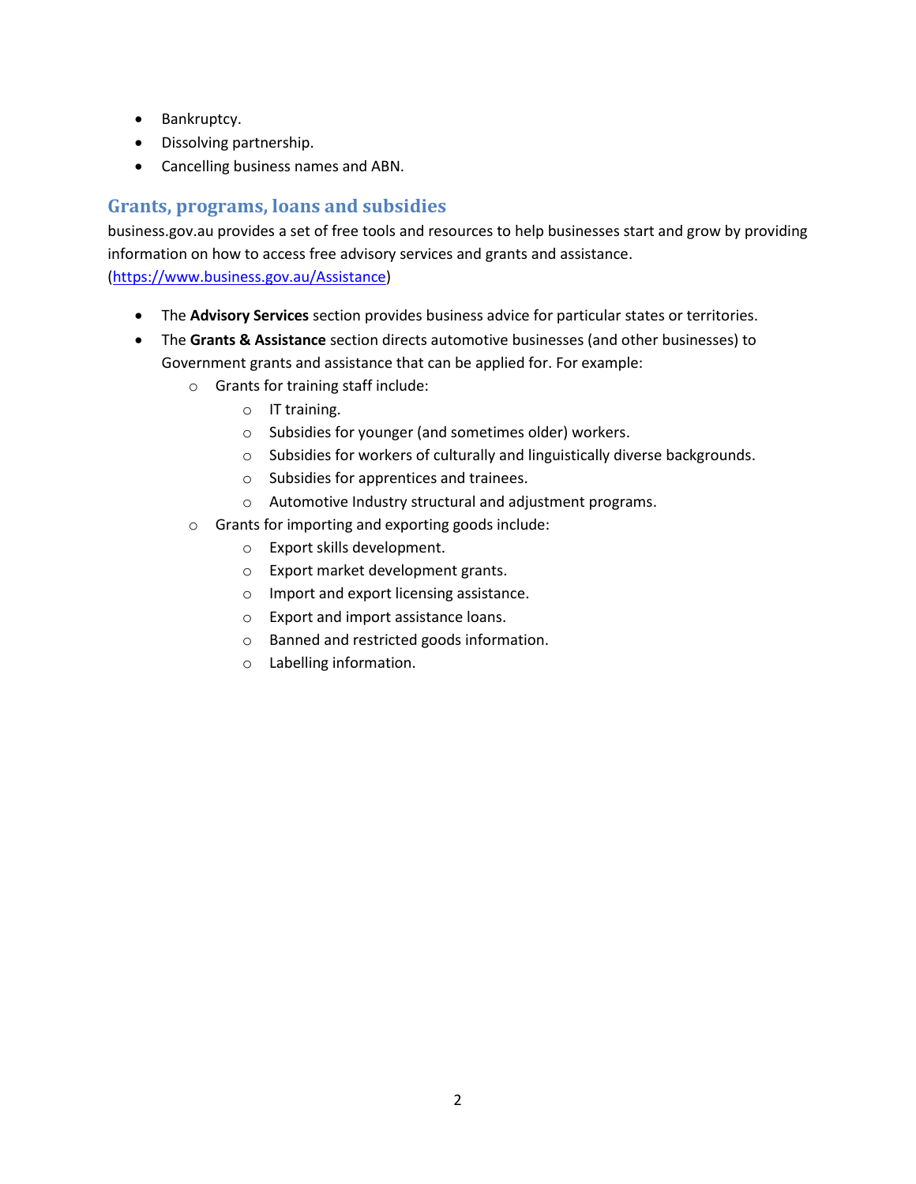- Bankruptcy.
- Dissolving partnership.
- Cancelling business names and ABN.

## Grants, programs, loans and subsidies

business.gov.au provides a set of free tools and resources to help businesses start and grow by providing information on how to access free advisory services and grants and assistance. ([https://www.business.gov.au/Assistance](https://www.business.gov.au/Assistance))

- The **Advisory Services** section provides business advice for particular states or territories.
- The **Grants & Assistance** section directs automotive businesses (and other businesses) to Government grants and assistance that can be applied for. For example:
  - Grants for training staff include:
    - IT training.
    - Subsidies for younger (and sometimes older) workers.
    - Subsidies for workers of culturally and linguistically diverse backgrounds.
    - Subsidies for apprentices and trainees.
    - Automotive Industry structural and adjustment programs.
  - Grants for importing and exporting goods include:
    - Export skills development.
    - Export market development grants.
    - Import and export licensing assistance.
    - Export and import assistance loans.
    - Banned and restricted goods information.
    - Labelling information.